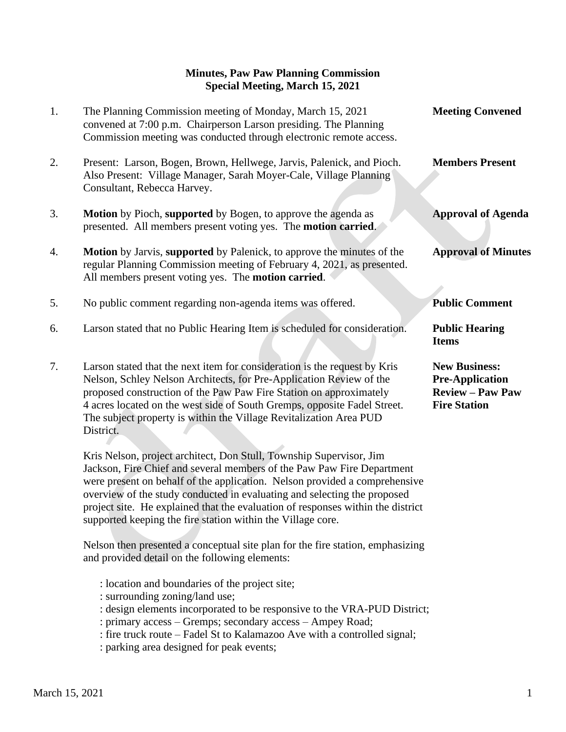**Minutes, Paw Paw Planning Commission**
**Special Meeting, March 15, 2021**

1. The Planning Commission meeting of Monday, March 15, 2021 convened at 7:00 p.m. Chairperson Larson presiding. The Planning Commission meeting was conducted through electronic remote access. — **Meeting Convened**

2. Present: Larson, Bogen, Brown, Hellwege, Jarvis, Palenick, and Pioch. Also Present: Village Manager, Sarah Moyer-Cale, Village Planning Consultant, Rebecca Harvey. — **Members Present**

3. **Motion** by Pioch, **supported** by Bogen, to approve the agenda as presented. All members present voting yes. The **motion carried**. — **Approval of Agenda**

4. **Motion** by Jarvis, **supported** by Palenick, to approve the minutes of the regular Planning Commission meeting of February 4, 2021, as presented. All members present voting yes. The **motion carried**. — **Approval of Minutes**

5. No public comment regarding non-agenda items was offered. — **Public Comment**

6. Larson stated that no Public Hearing Item is scheduled for consideration. — **Public Hearing Items**

7. Larson stated that the next item for consideration is the request by Kris Nelson, Schley Nelson Architects, for Pre-Application Review of the proposed construction of the Paw Paw Fire Station on approximately 4 acres located on the west side of South Gremps, opposite Fadel Street. The subject property is within the Village Revitalization Area PUD District. — **New Business: Pre-Application Review – Paw Paw Fire Station**

   Kris Nelson, project architect, Don Stull, Township Supervisor, Jim Jackson, Fire Chief and several members of the Paw Paw Fire Department were present on behalf of the application. Nelson provided a comprehensive overview of the study conducted in evaluating and selecting the proposed project site. He explained that the evaluation of responses within the district supported keeping the fire station within the Village core.

   Nelson then presented a conceptual site plan for the fire station, emphasizing and provided detail on the following elements:

   : location and boundaries of the project site;
   : surrounding zoning/land use;
   : design elements incorporated to be responsive to the VRA-PUD District;
   : primary access – Gremps; secondary access – Ampey Road;
   : fire truck route – Fadel St to Kalamazoo Ave with a controlled signal;
   : parking area designed for peak events;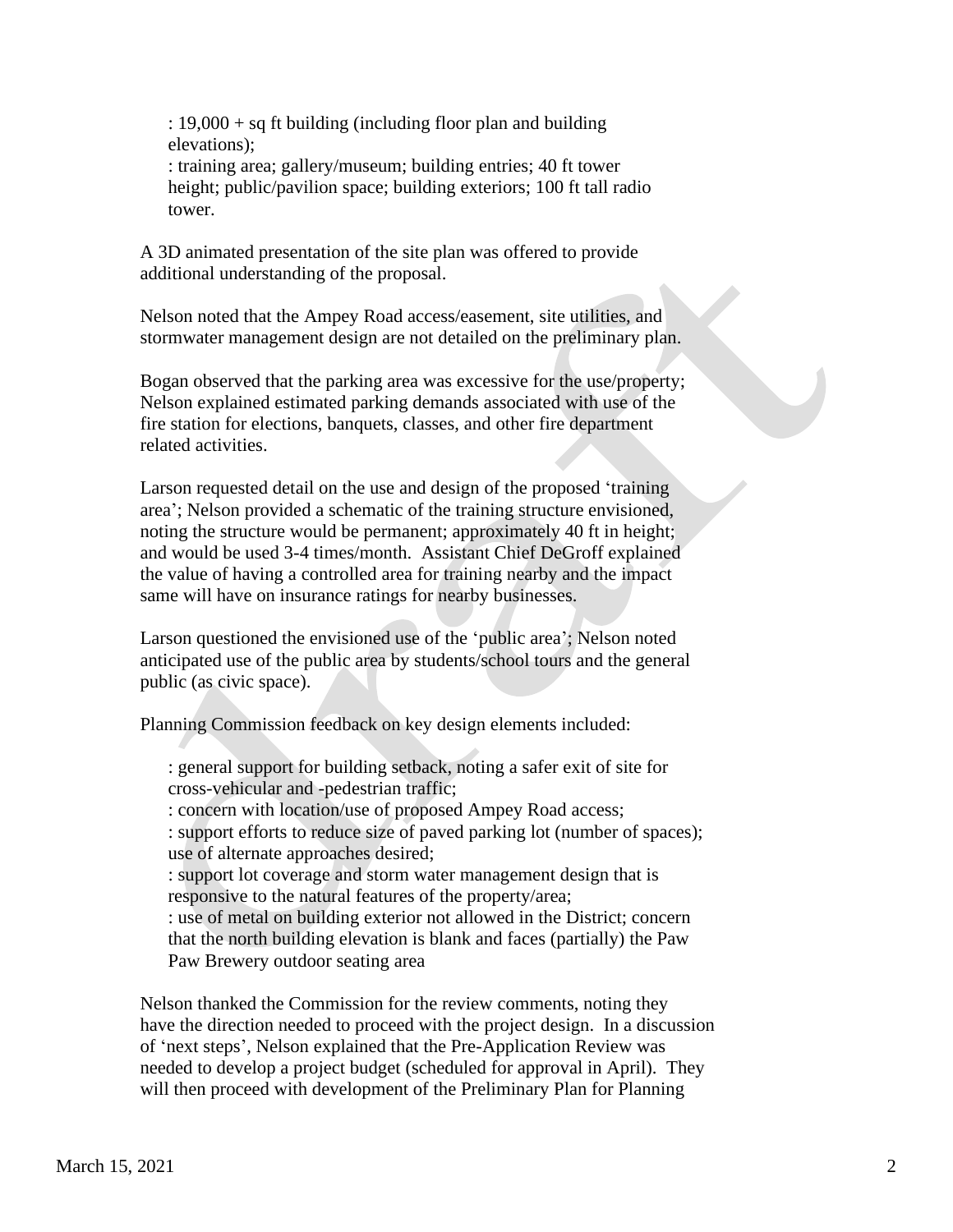: 19,000 + sq ft building (including floor plan and building elevations);
: training area; gallery/museum; building entries; 40 ft tower height; public/pavilion space; building exteriors; 100 ft tall radio tower.

A 3D animated presentation of the site plan was offered to provide additional understanding of the proposal.

Nelson noted that the Ampey Road access/easement, site utilities, and stormwater management design are not detailed on the preliminary plan.

Bogan observed that the parking area was excessive for the use/property; Nelson explained estimated parking demands associated with use of the fire station for elections, banquets, classes, and other fire department related activities.

Larson requested detail on the use and design of the proposed 'training area'; Nelson provided a schematic of the training structure envisioned, noting the structure would be permanent; approximately 40 ft in height; and would be used 3-4 times/month. Assistant Chief DeGroff explained the value of having a controlled area for training nearby and the impact same will have on insurance ratings for nearby businesses.

Larson questioned the envisioned use of the 'public area'; Nelson noted anticipated use of the public area by students/school tours and the general public (as civic space).

Planning Commission feedback on key design elements included:

: general support for building setback, noting a safer exit of site for cross-vehicular and -pedestrian traffic;
: concern with location/use of proposed Ampey Road access;
: support efforts to reduce size of paved parking lot (number of spaces); use of alternate approaches desired;
: support lot coverage and storm water management design that is responsive to the natural features of the property/area;
: use of metal on building exterior not allowed in the District; concern that the north building elevation is blank and faces (partially) the Paw Paw Brewery outdoor seating area

Nelson thanked the Commission for the review comments, noting they have the direction needed to proceed with the project design. In a discussion of 'next steps', Nelson explained that the Pre-Application Review was needed to develop a project budget (scheduled for approval in April). They will then proceed with development of the Preliminary Plan for Planning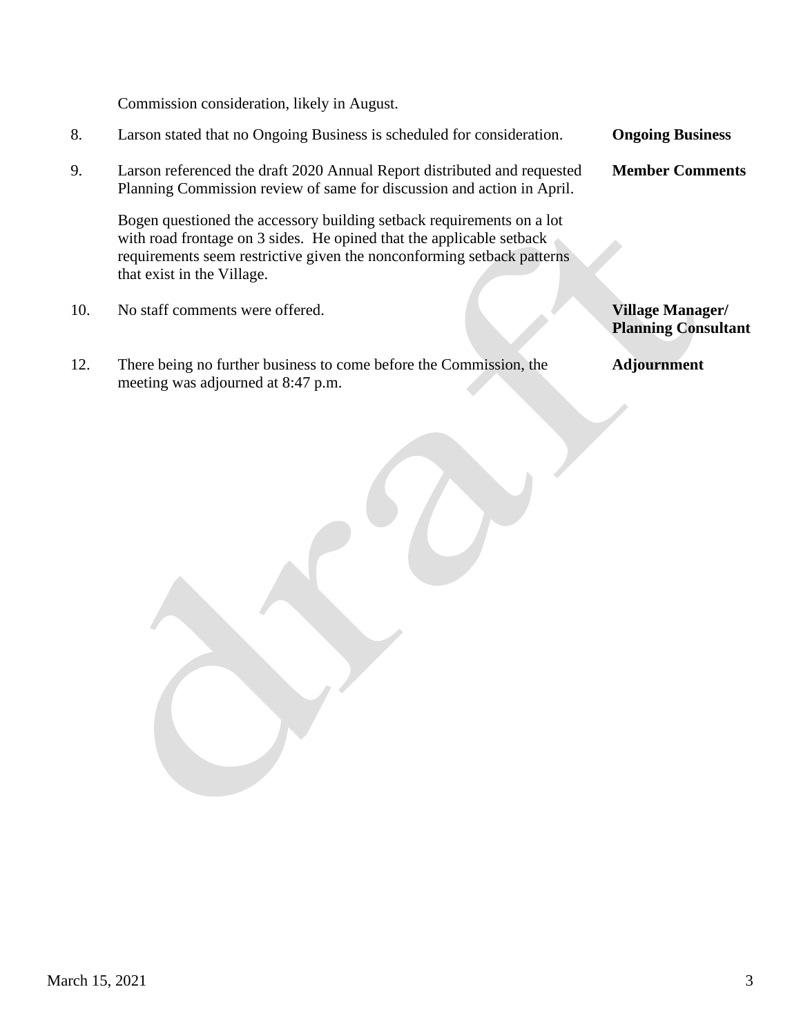Commission consideration, likely in August.

8. Larson stated that no Ongoing Business is scheduled for consideration. **Ongoing Business**

9. Larson referenced the draft 2020 Annual Report distributed and requested Planning Commission review of same for discussion and action in April. **Member Comments**

   Bogen questioned the accessory building setback requirements on a lot with road frontage on 3 sides. He opined that the applicable setback requirements seem restrictive given the nonconforming setback patterns that exist in the Village.

10. No staff comments were offered. **Village Manager/ Planning Consultant**

12. There being no further business to come before the Commission, the meeting was adjourned at 8:47 p.m. **Adjournment**

March 15, 2021